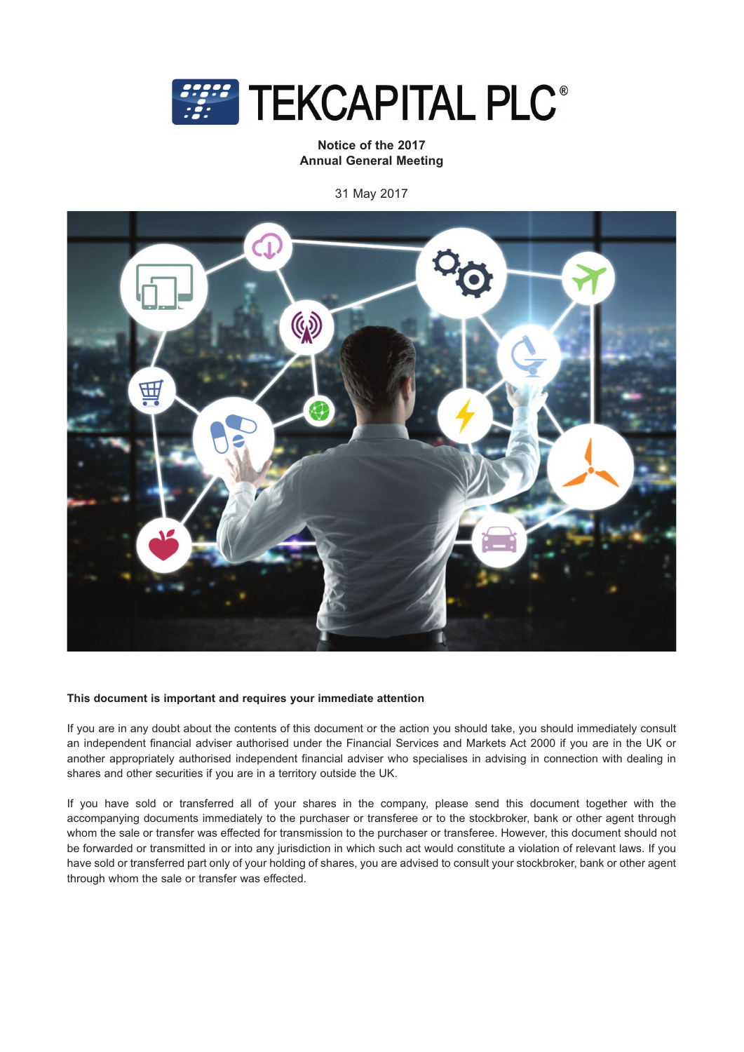# TEKCAPITAL PLC®

**Notice of the 2017 Annual General Meeting**

31 May 2017

**This document is important and requires your immediate attention**

If you are in any doubt about the contents of this document or the action you should take, you should immediately consult an independent financial adviser authorised under the Financial Services and Markets Act 2000 if you are in the UK or another appropriately authorised independent financial adviser who specialises in advising in connection with dealing in shares and other securities if you are in a territory outside the UK.

If you have sold or transferred all of your shares in the company, please send this document together with the accompanying documents immediately to the purchaser or transferee or to the stockbroker, bank or other agent through whom the sale or transfer was effected for transmission to the purchaser or transferee. However, this document should not be forwarded or transmitted in or into any jurisdiction in which such act would constitute a violation of relevant laws. If you have sold or transferred part only of your holding of shares, you are advised to consult your stockbroker, bank or other agent through whom the sale or transfer was effected.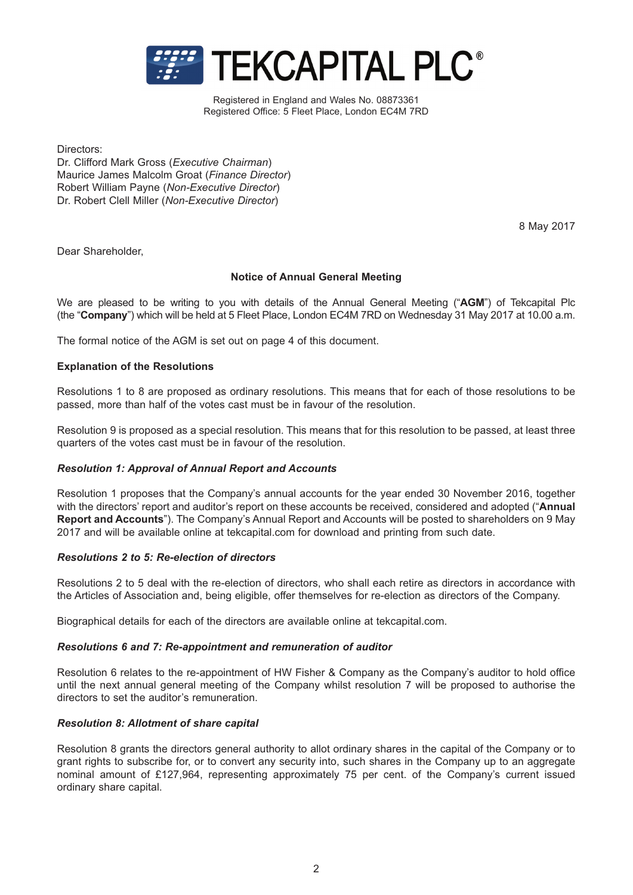# TEKCAPITAL PLC®

Registered in England and Wales No. 08873361
Registered Office: 5 Fleet Place, London EC4M 7RD

Directors:
Dr. Clifford Mark Gross (*Executive Chairman*)
Maurice James Malcolm Groat (*Finance Director*)
Robert William Payne (*Non-Executive Director*)
Dr. Robert Clell Miller (*Non-Executive Director*)

8 May 2017

Dear Shareholder,

## Notice of Annual General Meeting

We are pleased to be writing to you with details of the Annual General Meeting ("**AGM**") of Tekcapital Plc (the "**Company**") which will be held at 5 Fleet Place, London EC4M 7RD on Wednesday 31 May 2017 at 10.00 a.m.

The formal notice of the AGM is set out on page 4 of this document.

### Explanation of the Resolutions

Resolutions 1 to 8 are proposed as ordinary resolutions. This means that for each of those resolutions to be passed, more than half of the votes cast must be in favour of the resolution.

Resolution 9 is proposed as a special resolution. This means that for this resolution to be passed, at least three quarters of the votes cast must be in favour of the resolution.

#### *Resolution 1: Approval of Annual Report and Accounts*

Resolution 1 proposes that the Company's annual accounts for the year ended 30 November 2016, together with the directors' report and auditor's report on these accounts be received, considered and adopted ("**Annual Report and Accounts**"). The Company's Annual Report and Accounts will be posted to shareholders on 9 May 2017 and will be available online at tekcapital.com for download and printing from such date.

#### *Resolutions 2 to 5: Re-election of directors*

Resolutions 2 to 5 deal with the re-election of directors, who shall each retire as directors in accordance with the Articles of Association and, being eligible, offer themselves for re-election as directors of the Company.

Biographical details for each of the directors are available online at tekcapital.com.

#### *Resolutions 6 and 7: Re-appointment and remuneration of auditor*

Resolution 6 relates to the re-appointment of HW Fisher & Company as the Company's auditor to hold office until the next annual general meeting of the Company whilst resolution 7 will be proposed to authorise the directors to set the auditor's remuneration.

#### *Resolution 8: Allotment of share capital*

Resolution 8 grants the directors general authority to allot ordinary shares in the capital of the Company or to grant rights to subscribe for, or to convert any security into, such shares in the Company up to an aggregate nominal amount of £127,964, representing approximately 75 per cent. of the Company's current issued ordinary share capital.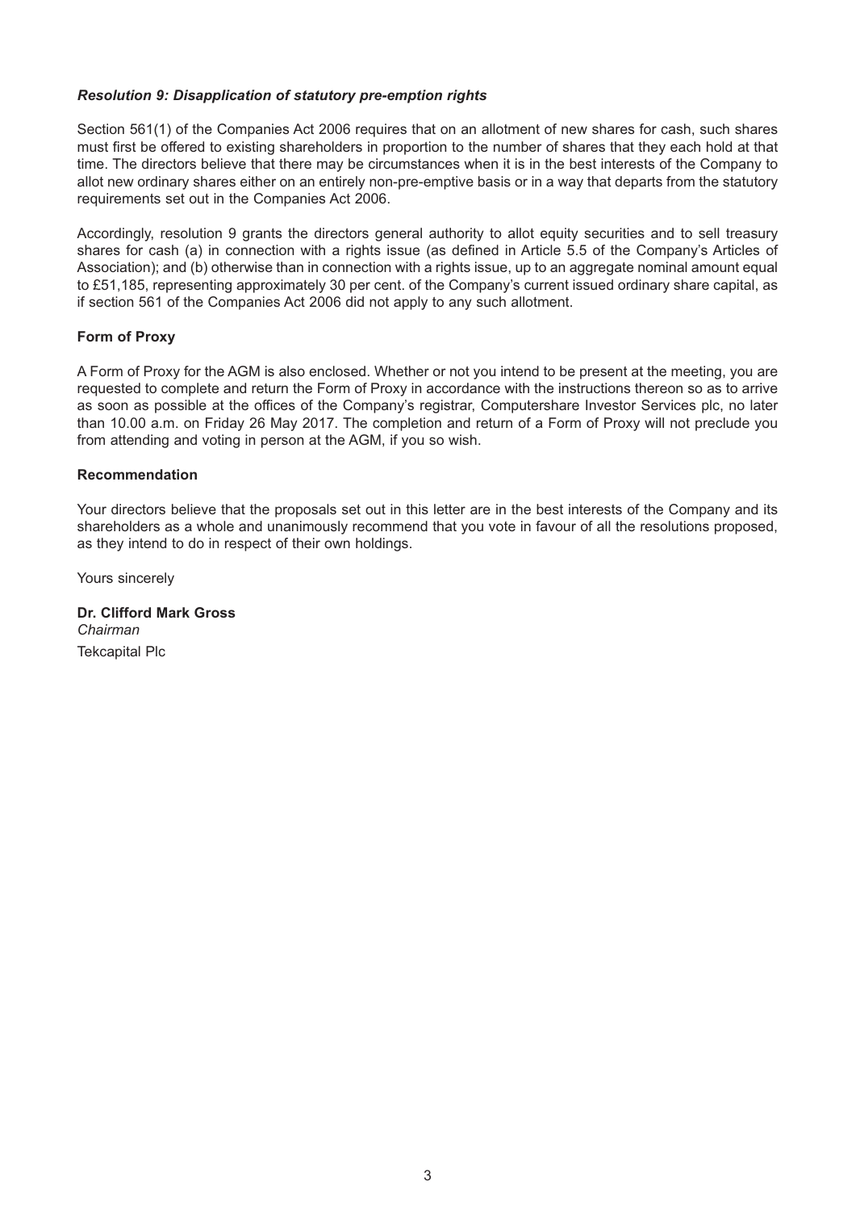***Resolution 9: Disapplication of statutory pre-emption rights***

Section 561(1) of the Companies Act 2006 requires that on an allotment of new shares for cash, such shares must first be offered to existing shareholders in proportion to the number of shares that they each hold at that time. The directors believe that there may be circumstances when it is in the best interests of the Company to allot new ordinary shares either on an entirely non-pre-emptive basis or in a way that departs from the statutory requirements set out in the Companies Act 2006.

Accordingly, resolution 9 grants the directors general authority to allot equity securities and to sell treasury shares for cash (a) in connection with a rights issue (as defined in Article 5.5 of the Company's Articles of Association); and (b) otherwise than in connection with a rights issue, up to an aggregate nominal amount equal to £51,185, representing approximately 30 per cent. of the Company's current issued ordinary share capital, as if section 561 of the Companies Act 2006 did not apply to any such allotment.

**Form of Proxy**

A Form of Proxy for the AGM is also enclosed. Whether or not you intend to be present at the meeting, you are requested to complete and return the Form of Proxy in accordance with the instructions thereon so as to arrive as soon as possible at the offices of the Company's registrar, Computershare Investor Services plc, no later than 10.00 a.m. on Friday 26 May 2017. The completion and return of a Form of Proxy will not preclude you from attending and voting in person at the AGM, if you so wish.

**Recommendation**

Your directors believe that the proposals set out in this letter are in the best interests of the Company and its shareholders as a whole and unanimously recommend that you vote in favour of all the resolutions proposed, as they intend to do in respect of their own holdings.

Yours sincerely

**Dr. Clifford Mark Gross**
*Chairman*
Tekcapital Plc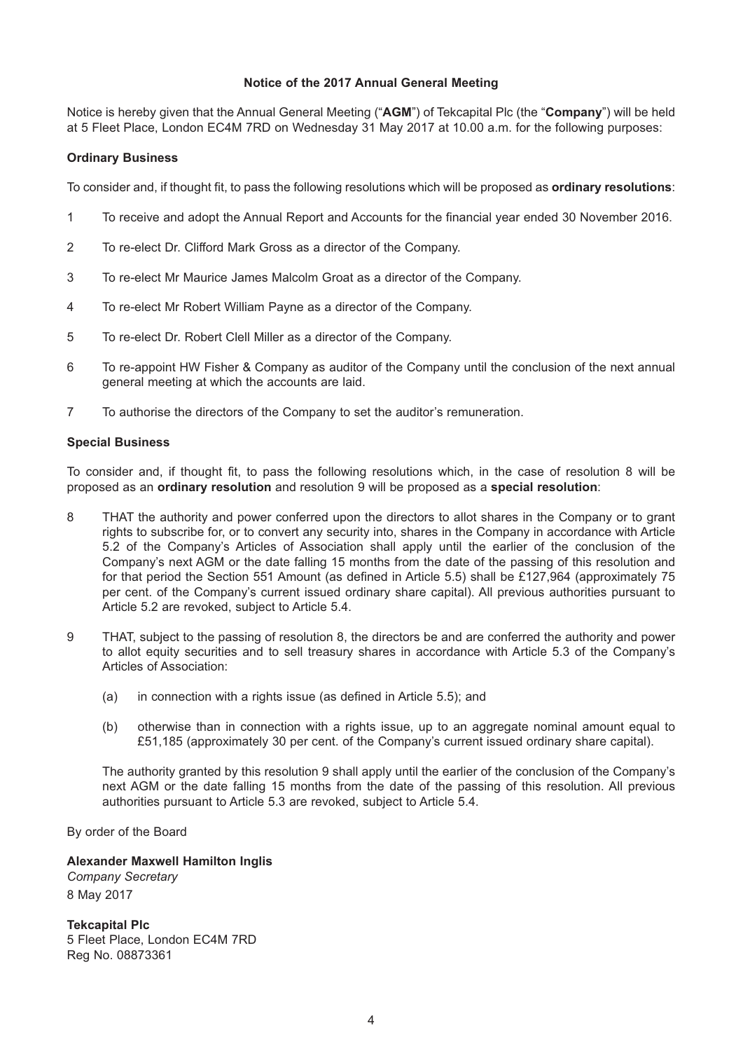## Notice of the 2017 Annual General Meeting

Notice is hereby given that the Annual General Meeting ("**AGM**") of Tekcapital Plc (the "**Company**") will be held at 5 Fleet Place, London EC4M 7RD on Wednesday 31 May 2017 at 10.00 a.m. for the following purposes:

### Ordinary Business

To consider and, if thought fit, to pass the following resolutions which will be proposed as **ordinary resolutions**:

1. To receive and adopt the Annual Report and Accounts for the financial year ended 30 November 2016.
2. To re-elect Dr. Clifford Mark Gross as a director of the Company.
3. To re-elect Mr Maurice James Malcolm Groat as a director of the Company.
4. To re-elect Mr Robert William Payne as a director of the Company.
5. To re-elect Dr. Robert Clell Miller as a director of the Company.
6. To re-appoint HW Fisher & Company as auditor of the Company until the conclusion of the next annual general meeting at which the accounts are laid.
7. To authorise the directors of the Company to set the auditor's remuneration.

### Special Business

To consider and, if thought fit, to pass the following resolutions which, in the case of resolution 8 will be proposed as an **ordinary resolution** and resolution 9 will be proposed as a **special resolution**:

8. THAT the authority and power conferred upon the directors to allot shares in the Company or to grant rights to subscribe for, or to convert any security into, shares in the Company in accordance with Article 5.2 of the Company's Articles of Association shall apply until the earlier of the conclusion of the Company's next AGM or the date falling 15 months from the date of the passing of this resolution and for that period the Section 551 Amount (as defined in Article 5.5) shall be £127,964 (approximately 75 per cent. of the Company's current issued ordinary share capital). All previous authorities pursuant to Article 5.2 are revoked, subject to Article 5.4.

9. THAT, subject to the passing of resolution 8, the directors be and are conferred the authority and power to allot equity securities and to sell treasury shares in accordance with Article 5.3 of the Company's Articles of Association:

   (a) in connection with a rights issue (as defined in Article 5.5); and

   (b) otherwise than in connection with a rights issue, up to an aggregate nominal amount equal to £51,185 (approximately 30 per cent. of the Company's current issued ordinary share capital).

   The authority granted by this resolution 9 shall apply until the earlier of the conclusion of the Company's next AGM or the date falling 15 months from the date of the passing of this resolution. All previous authorities pursuant to Article 5.3 are revoked, subject to Article 5.4.

By order of the Board

**Alexander Maxwell Hamilton Inglis**
*Company Secretary*
8 May 2017

**Tekcapital Plc**
5 Fleet Place, London EC4M 7RD
Reg No. 08873361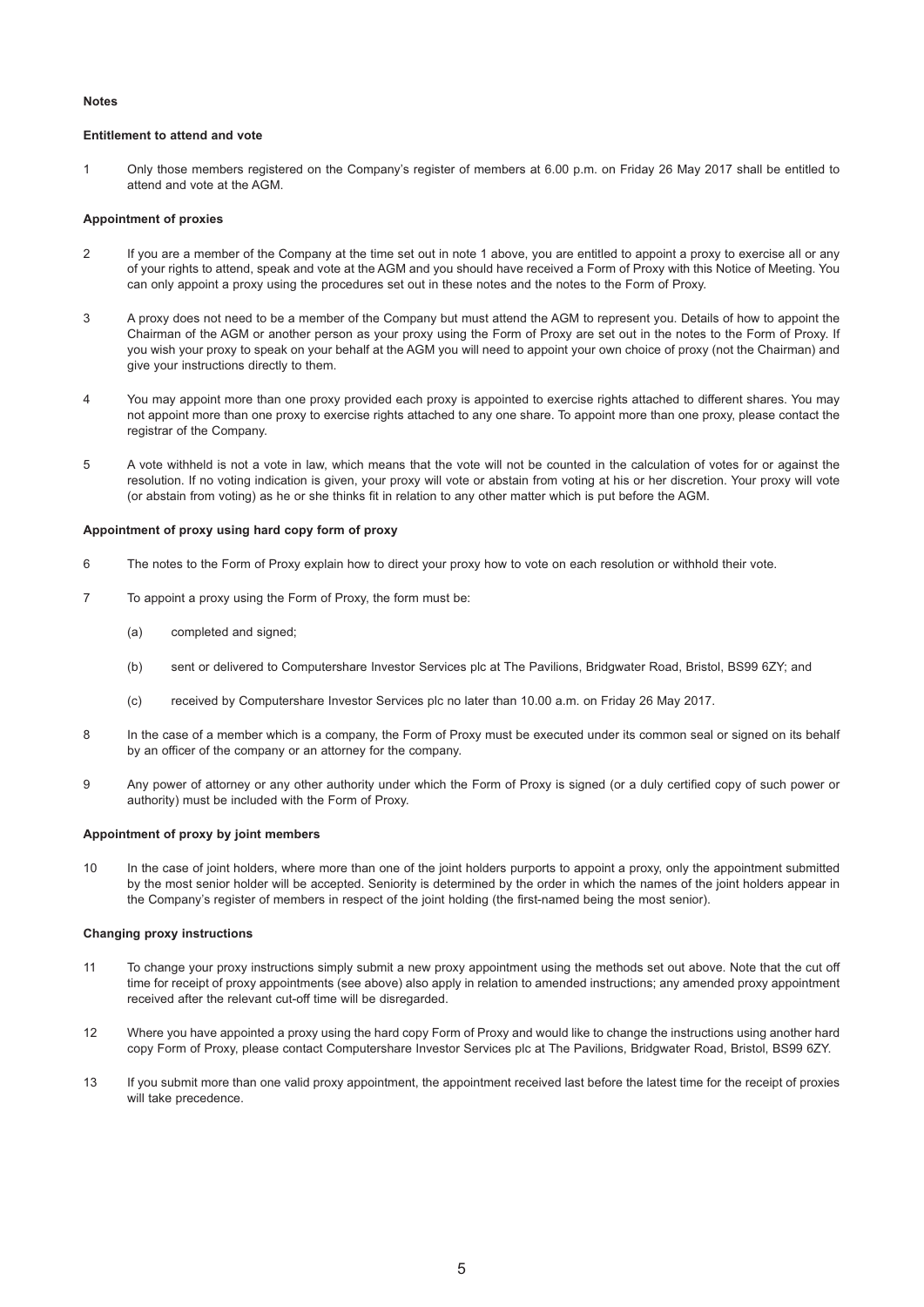## Notes

### Entitlement to attend and vote

1 Only those members registered on the Company's register of members at 6.00 p.m. on Friday 26 May 2017 shall be entitled to attend and vote at the AGM.

### Appointment of proxies

2 If you are a member of the Company at the time set out in note 1 above, you are entitled to appoint a proxy to exercise all or any of your rights to attend, speak and vote at the AGM and you should have received a Form of Proxy with this Notice of Meeting. You can only appoint a proxy using the procedures set out in these notes and the notes to the Form of Proxy.

3 A proxy does not need to be a member of the Company but must attend the AGM to represent you. Details of how to appoint the Chairman of the AGM or another person as your proxy using the Form of Proxy are set out in the notes to the Form of Proxy. If you wish your proxy to speak on your behalf at the AGM you will need to appoint your own choice of proxy (not the Chairman) and give your instructions directly to them.

4 You may appoint more than one proxy provided each proxy is appointed to exercise rights attached to different shares. You may not appoint more than one proxy to exercise rights attached to any one share. To appoint more than one proxy, please contact the registrar of the Company.

5 A vote withheld is not a vote in law, which means that the vote will not be counted in the calculation of votes for or against the resolution. If no voting indication is given, your proxy will vote or abstain from voting at his or her discretion. Your proxy will vote (or abstain from voting) as he or she thinks fit in relation to any other matter which is put before the AGM.

### Appointment of proxy using hard copy form of proxy

6 The notes to the Form of Proxy explain how to direct your proxy how to vote on each resolution or withhold their vote.

7 To appoint a proxy using the Form of Proxy, the form must be:

(a) completed and signed;

(b) sent or delivered to Computershare Investor Services plc at The Pavilions, Bridgwater Road, Bristol, BS99 6ZY; and

(c) received by Computershare Investor Services plc no later than 10.00 a.m. on Friday 26 May 2017.

8 In the case of a member which is a company, the Form of Proxy must be executed under its common seal or signed on its behalf by an officer of the company or an attorney for the company.

9 Any power of attorney or any other authority under which the Form of Proxy is signed (or a duly certified copy of such power or authority) must be included with the Form of Proxy.

### Appointment of proxy by joint members

10 In the case of joint holders, where more than one of the joint holders purports to appoint a proxy, only the appointment submitted by the most senior holder will be accepted. Seniority is determined by the order in which the names of the joint holders appear in the Company's register of members in respect of the joint holding (the first-named being the most senior).

### Changing proxy instructions

11 To change your proxy instructions simply submit a new proxy appointment using the methods set out above. Note that the cut off time for receipt of proxy appointments (see above) also apply in relation to amended instructions; any amended proxy appointment received after the relevant cut-off time will be disregarded.

12 Where you have appointed a proxy using the hard copy Form of Proxy and would like to change the instructions using another hard copy Form of Proxy, please contact Computershare Investor Services plc at The Pavilions, Bridgwater Road, Bristol, BS99 6ZY.

13 If you submit more than one valid proxy appointment, the appointment received last before the latest time for the receipt of proxies will take precedence.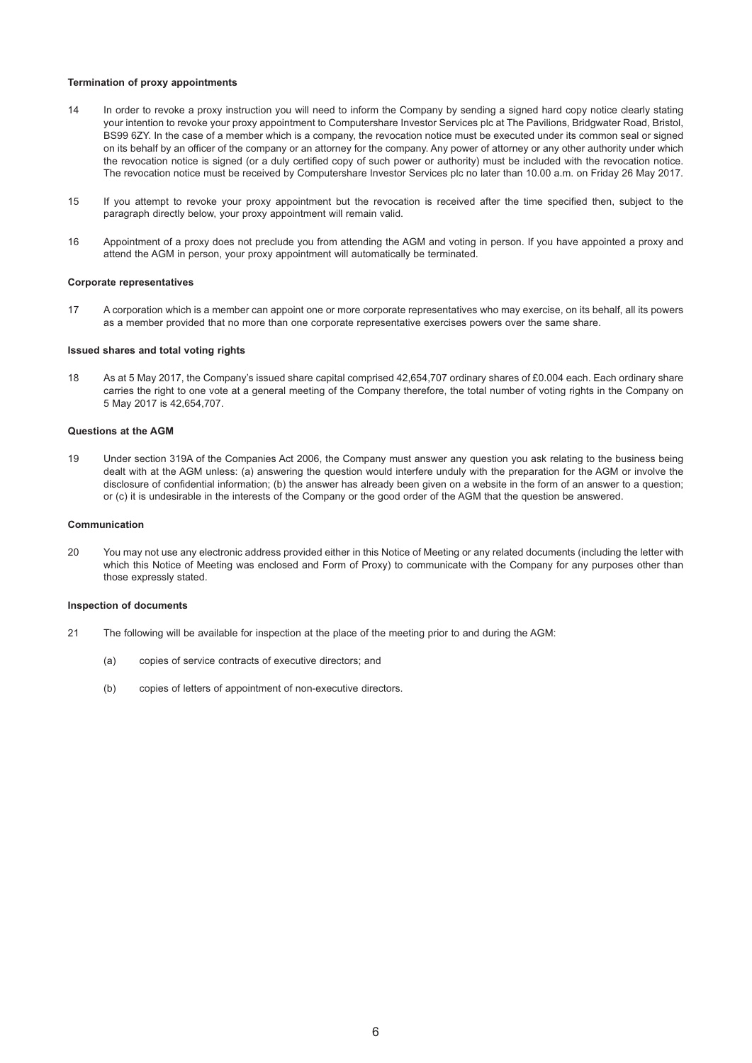**Termination of proxy appointments**

14 In order to revoke a proxy instruction you will need to inform the Company by sending a signed hard copy notice clearly stating your intention to revoke your proxy appointment to Computershare Investor Services plc at The Pavilions, Bridgwater Road, Bristol, BS99 6ZY. In the case of a member which is a company, the revocation notice must be executed under its common seal or signed on its behalf by an officer of the company or an attorney for the company. Any power of attorney or any other authority under which the revocation notice is signed (or a duly certified copy of such power or authority) must be included with the revocation notice. The revocation notice must be received by Computershare Investor Services plc no later than 10.00 a.m. on Friday 26 May 2017.

15 If you attempt to revoke your proxy appointment but the revocation is received after the time specified then, subject to the paragraph directly below, your proxy appointment will remain valid.

16 Appointment of a proxy does not preclude you from attending the AGM and voting in person. If you have appointed a proxy and attend the AGM in person, your proxy appointment will automatically be terminated.

**Corporate representatives**

17 A corporation which is a member can appoint one or more corporate representatives who may exercise, on its behalf, all its powers as a member provided that no more than one corporate representative exercises powers over the same share.

**Issued shares and total voting rights**

18 As at 5 May 2017, the Company's issued share capital comprised 42,654,707 ordinary shares of £0.004 each. Each ordinary share carries the right to one vote at a general meeting of the Company therefore, the total number of voting rights in the Company on 5 May 2017 is 42,654,707.

**Questions at the AGM**

19 Under section 319A of the Companies Act 2006, the Company must answer any question you ask relating to the business being dealt with at the AGM unless: (a) answering the question would interfere unduly with the preparation for the AGM or involve the disclosure of confidential information; (b) the answer has already been given on a website in the form of an answer to a question; or (c) it is undesirable in the interests of the Company or the good order of the AGM that the question be answered.

**Communication**

20 You may not use any electronic address provided either in this Notice of Meeting or any related documents (including the letter with which this Notice of Meeting was enclosed and Form of Proxy) to communicate with the Company for any purposes other than those expressly stated.

**Inspection of documents**

21 The following will be available for inspection at the place of the meeting prior to and during the AGM:

(a) copies of service contracts of executive directors; and

(b) copies of letters of appointment of non-executive directors.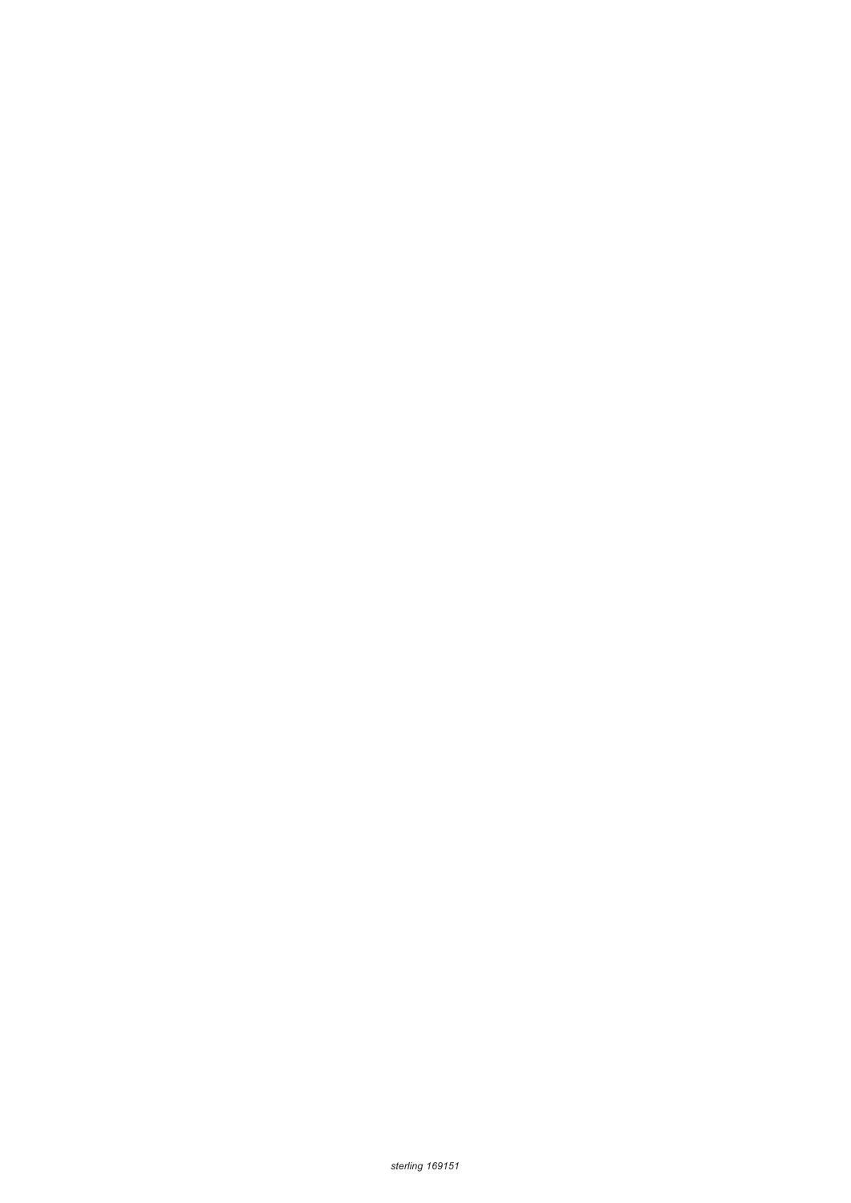*sterling 169151*